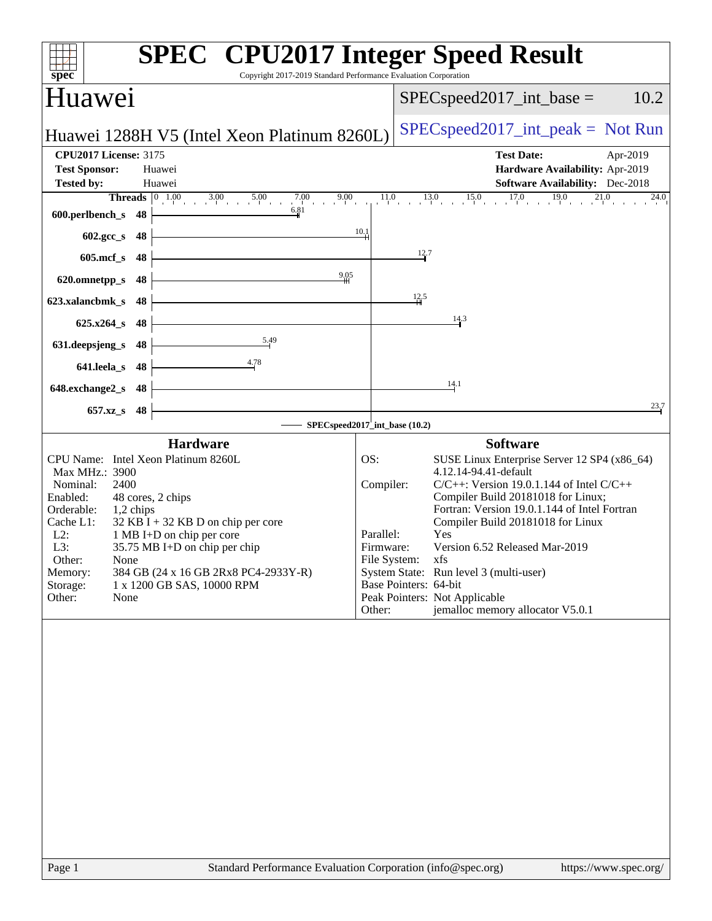# SPEC CPU2017 Integer Speed Result

Copyright 2017-2019 Standard Performance Evaluation Corporation

## Huawei

Huawei 1288H V5 (Intel Xeon Platinum 8260L)

SPECspeed2017_int_base = 10.2

SPECspeed2017_int_peak = Not Run

**CPU2017 License:** 3175
**Test Sponsor:** Huawei
**Tested by:** Huawei

**Test Date:** Apr-2019
**Hardware Availability:** Apr-2019
**Software Availability:** Dec-2018

| Benchmark | Threads | Base Ratio |
|---|---|---|
| 600.perlbench_s | 48 | 6.81 |
| 602.gcc_s | 48 | 10.1 |
| 605.mcf_s | 48 | 12.7 |
| 620.omnetpp_s | 48 | 9.05 |
| 623.xalancbmk_s | 48 | 12.5 |
| 625.x264_s | 48 | 14.3 |
| 631.deepsjeng_s | 48 | 5.49 |
| 641.leela_s | 48 | 4.78 |
| 648.exchange2_s | 48 | 14.1 |
| 657.xz_s | 48 | 23.7 |

SPECspeed2017_int_base (10.2)

### Hardware

| | |
|---|---|
| CPU Name: | Intel Xeon Platinum 8260L |
| Max MHz.: | 3900 |
| Nominal: | 2400 |
| Enabled: | 48 cores, 2 chips |
| Orderable: | 1,2 chips |
| Cache L1: | 32 KB I + 32 KB D on chip per core |
| L2: | 1 MB I+D on chip per core |
| L3: | 35.75 MB I+D on chip per chip |
| Other: | None |
| Memory: | 384 GB (24 x 16 GB 2Rx8 PC4-2933Y-R) |
| Storage: | 1 x 1200 GB SAS, 10000 RPM |
| Other: | None |

### Software

| | |
|---|---|
| OS: | SUSE Linux Enterprise Server 12 SP4 (x86_64) 4.12.14-94.41-default |
| Compiler: | C/C++: Version 19.0.1.144 of Intel C/C++ Compiler Build 20181018 for Linux; Fortran: Version 19.0.1.144 of Intel Fortran Compiler Build 20181018 for Linux |
| Parallel: | Yes |
| Firmware: | Version 6.52 Released Mar-2019 |
| File System: | xfs |
| System State: | Run level 3 (multi-user) |
| Base Pointers: | 64-bit |
| Peak Pointers: | Not Applicable |
| Other: | jemalloc memory allocator V5.0.1 |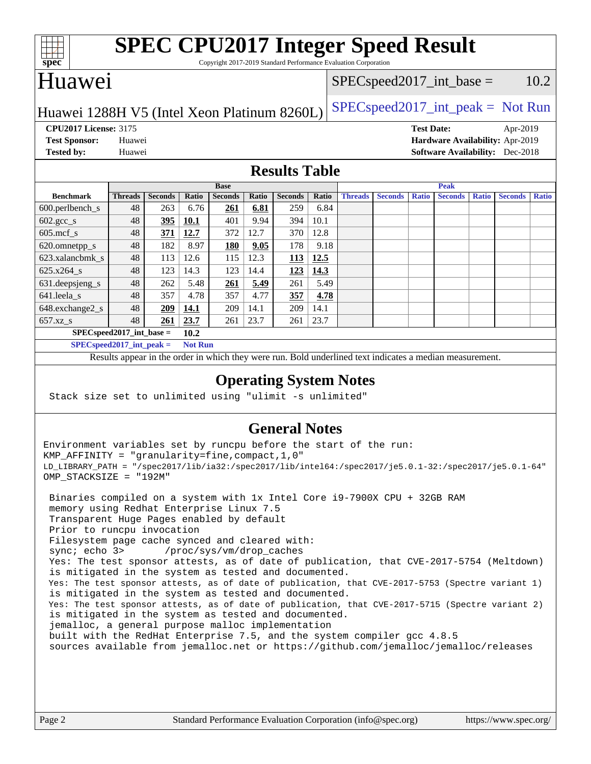# SPEC CPU2017 Integer Speed Result

Copyright 2017-2019 Standard Performance Evaluation Corporation

# Huawei

Huawei 1288H V5 (Intel Xeon Platinum 8260L)

SPECspeed2017_int_base = 10.2

SPECspeed2017_int_peak = Not Run

**CPU2017 License:** 3175
**Test Sponsor:** Huawei
**Tested by:** Huawei

**Test Date:** Apr-2019
**Hardware Availability:** Apr-2019
**Software Availability:** Dec-2018

## Results Table

| | Base | | | | | | | Peak | | | | | | |
|---|---|---|---|---|---|---|---|---|---|---|---|---|---|---|
| **Benchmark** | **Threads** | **Seconds** | **Ratio** | **Seconds** | **Ratio** | **Seconds** | **Ratio** | **Threads** | **Seconds** | **Ratio** | **Seconds** | **Ratio** | **Seconds** | **Ratio** |
| 600.perlbench_s | 48 | 263 | 6.76 | **261** | **6.81** | 259 | 6.84 | | | | | | | |
| 602.gcc_s | 48 | **395** | **10.1** | 401 | 9.94 | 394 | 10.1 | | | | | | | |
| 605.mcf_s | 48 | **371** | **12.7** | 372 | 12.7 | 370 | 12.8 | | | | | | | |
| 620.omnetpp_s | 48 | 182 | 8.97 | **180** | **9.05** | 178 | 9.18 | | | | | | | |
| 623.xalancbmk_s | 48 | 113 | 12.6 | 115 | 12.3 | **113** | **12.5** | | | | | | | |
| 625.x264_s | 48 | 123 | 14.3 | 123 | 14.4 | **123** | **14.3** | | | | | | | |
| 631.deepsjeng_s | 48 | 262 | 5.48 | **261** | **5.49** | 261 | 5.49 | | | | | | | |
| 641.leela_s | 48 | 357 | 4.78 | 357 | 4.77 | **357** | **4.78** | | | | | | | |
| 648.exchange2_s | 48 | **209** | **14.1** | 209 | 14.1 | 209 | 14.1 | | | | | | | |
| 657.xz_s | 48 | **261** | **23.7** | 261 | 23.7 | 261 | 23.7 | | | | | | | |

**SPECspeed2017_int_base =** **10.2**

**SPECspeed2017_int_peak =** **Not Run**

Results appear in the order in which they were run. Bold underlined text indicates a median measurement.

## Operating System Notes

```
Stack size set to unlimited using "ulimit -s unlimited"
```

## General Notes

```
Environment variables set by runcpu before the start of the run:
KMP_AFFINITY = "granularity=fine,compact,1,0"
LD_LIBRARY_PATH = "/spec2017/lib/ia32:/spec2017/lib/intel64:/spec2017/je5.0.1-32:/spec2017/je5.0.1-64"
OMP_STACKSIZE = "192M"

 Binaries compiled on a system with 1x Intel Core i9-7900X CPU + 32GB RAM
 memory using Redhat Enterprise Linux 7.5
 Transparent Huge Pages enabled by default
 Prior to runcpu invocation
 Filesystem page cache synced and cleared with:
 sync; echo 3>       /proc/sys/vm/drop_caches
 Yes: The test sponsor attests, as of date of publication, that CVE-2017-5754 (Meltdown)
 is mitigated in the system as tested and documented.
 Yes: The test sponsor attests, as of date of publication, that CVE-2017-5753 (Spectre variant 1)
 is mitigated in the system as tested and documented.
 Yes: The test sponsor attests, as of date of publication, that CVE-2017-5715 (Spectre variant 2)
 is mitigated in the system as tested and documented.
 jemalloc, a general purpose malloc implementation
 built with the RedHat Enterprise 7.5, and the system compiler gcc 4.8.5
 sources available from jemalloc.net or https://github.com/jemalloc/jemalloc/releases
```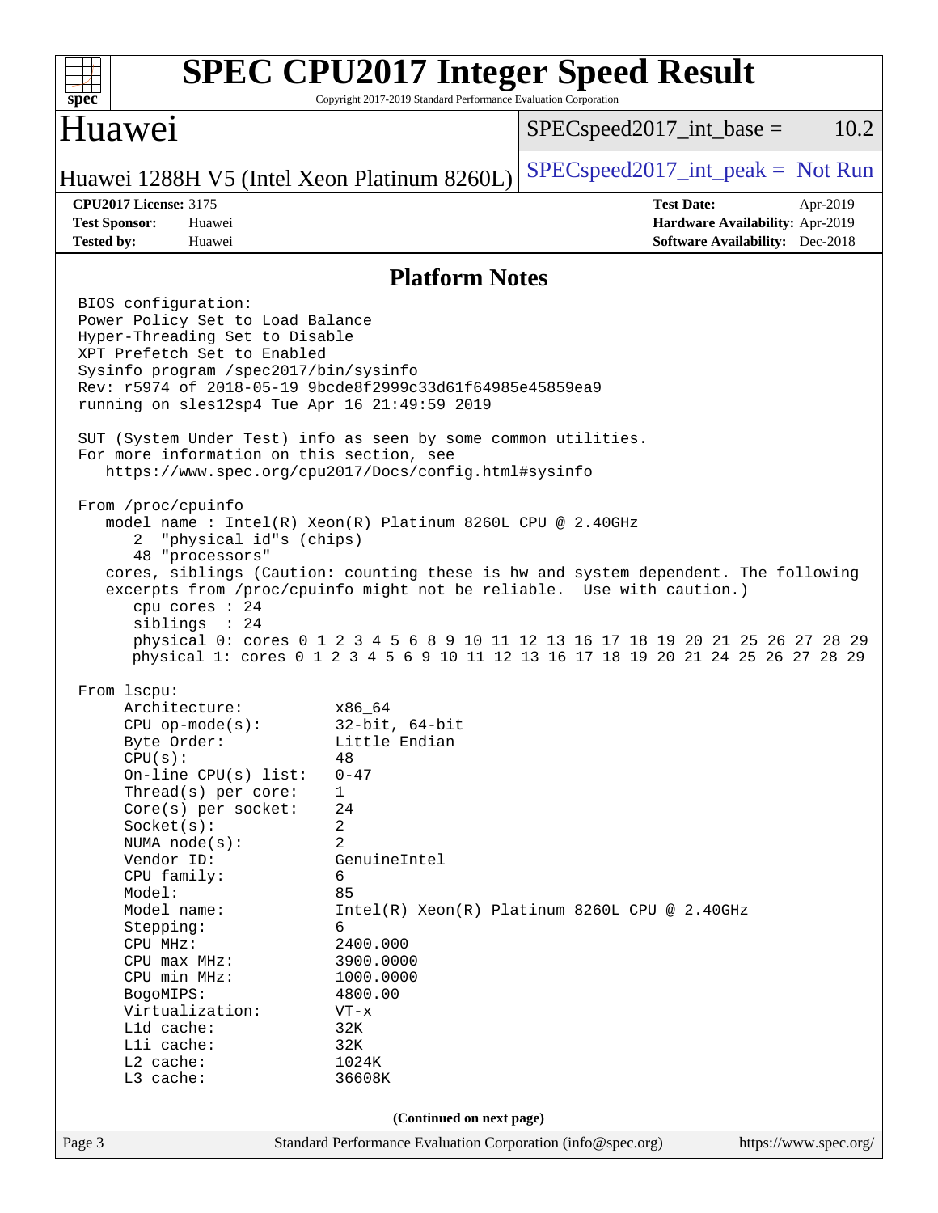# SPEC CPU2017 Integer Speed Result

Copyright 2017-2019 Standard Performance Evaluation Corporation

## Huawei

Huawei 1288H V5 (Intel Xeon Platinum 8260L)

SPECspeed2017_int_base = 10.2

SPECspeed2017_int_peak = Not Run

**CPU2017 License:** 3175
**Test Sponsor:** Huawei
**Tested by:** Huawei

**Test Date:** Apr-2019
**Hardware Availability:** Apr-2019
**Software Availability:** Dec-2018

## Platform Notes

```
BIOS configuration:
Power Policy Set to Load Balance
Hyper-Threading Set to Disable
XPT Prefetch Set to Enabled
Sysinfo program /spec2017/bin/sysinfo
Rev: r5974 of 2018-05-19 9bcde8f2999c33d61f64985e45859ea9
running on sles12sp4 Tue Apr 16 21:49:59 2019

SUT (System Under Test) info as seen by some common utilities.
For more information on this section, see
   https://www.spec.org/cpu2017/Docs/config.html#sysinfo

From /proc/cpuinfo
   model name : Intel(R) Xeon(R) Platinum 8260L CPU @ 2.40GHz
      2  "physical id"s (chips)
      48 "processors"
   cores, siblings (Caution: counting these is hw and system dependent. The following
   excerpts from /proc/cpuinfo might not be reliable.  Use with caution.)
      cpu cores : 24
      siblings  : 24
      physical 0: cores 0 1 2 3 4 5 6 8 9 10 11 12 13 16 17 18 19 20 21 25 26 27 28 29
      physical 1: cores 0 1 2 3 4 5 6 9 10 11 12 13 16 17 18 19 20 21 24 25 26 27 28 29

From lscpu:
     Architecture:          x86_64
     CPU op-mode(s):        32-bit, 64-bit
     Byte Order:            Little Endian
     CPU(s):                48
     On-line CPU(s) list:   0-47
     Thread(s) per core:    1
     Core(s) per socket:    24
     Socket(s):             2
     NUMA node(s):          2
     Vendor ID:             GenuineIntel
     CPU family:            6
     Model:                 85
     Model name:            Intel(R) Xeon(R) Platinum 8260L CPU @ 2.40GHz
     Stepping:              6
     CPU MHz:               2400.000
     CPU max MHz:           3900.0000
     CPU min MHz:           1000.0000
     BogoMIPS:              4800.00
     Virtualization:        VT-x
     L1d cache:             32K
     L1i cache:             32K
     L2 cache:              1024K
     L3 cache:              36608K
```

(Continued on next page)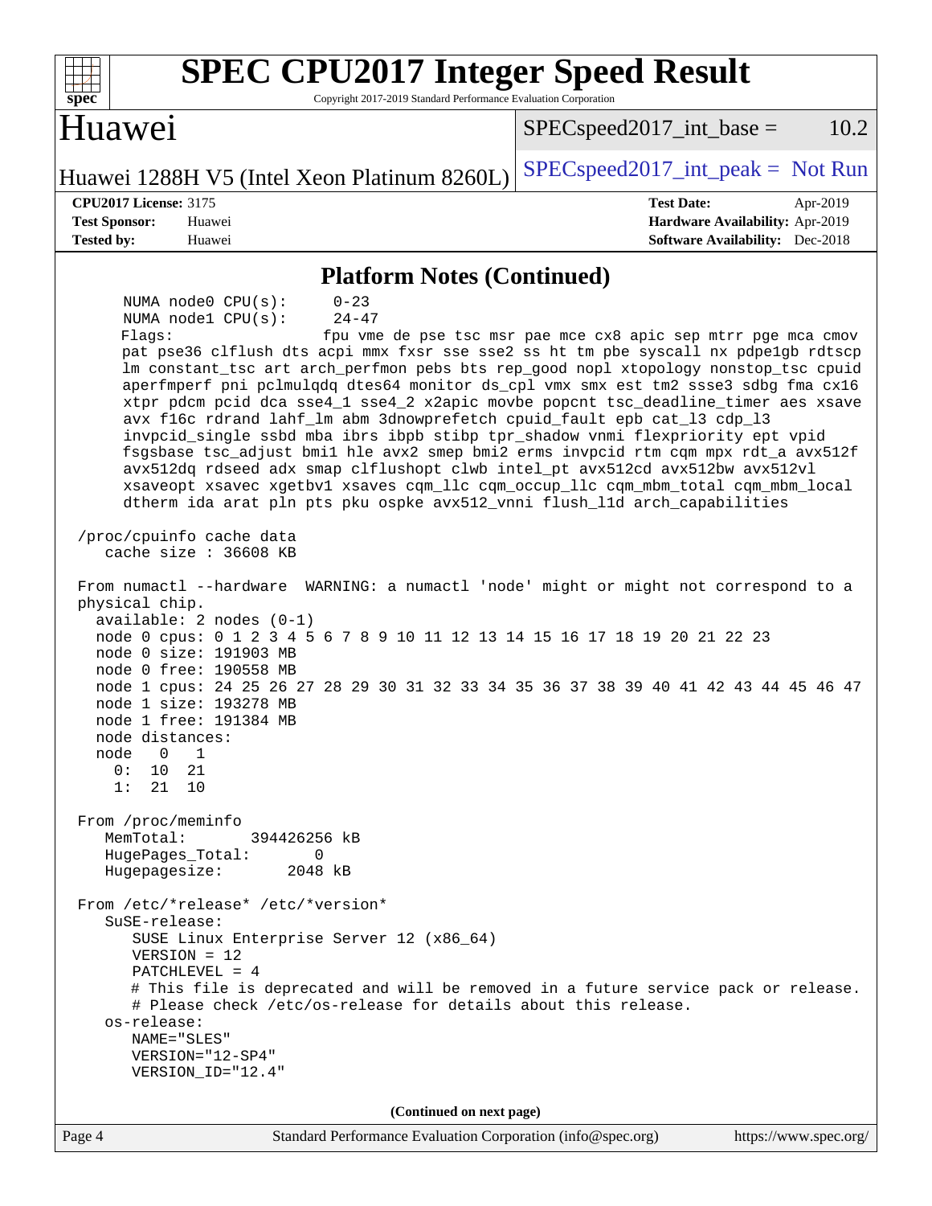# SPEC CPU2017 Integer Speed Result

Copyright 2017-2019 Standard Performance Evaluation Corporation

## Huawei

Huawei 1288H V5 (Intel Xeon Platinum 8260L)

SPECspeed2017_int_base = 10.2

SPECspeed2017_int_peak = Not Run

**CPU2017 License:** 3175
**Test Sponsor:** Huawei
**Tested by:** Huawei

**Test Date:** Apr-2019
**Hardware Availability:** Apr-2019
**Software Availability:** Dec-2018

### Platform Notes (Continued)

```
     NUMA node0 CPU(s):     0-23
     NUMA node1 CPU(s):     24-47
     Flags:                 fpu vme de pse tsc msr pae mce cx8 apic sep mtrr pge mca cmov
     pat pse36 clflush dts acpi mmx fxsr sse sse2 ss ht tm pbe syscall nx pdpe1gb rdtscp
     lm constant_tsc art arch_perfmon pebs bts rep_good nopl xtopology nonstop_tsc cpuid
     aperfmperf pni pclmulqdq dtes64 monitor ds_cpl vmx smx est tm2 ssse3 sdbg fma cx16
     xtpr pdcm pcid dca sse4_1 sse4_2 x2apic movbe popcnt tsc_deadline_timer aes xsave
     avx f16c rdrand lahf_lm abm 3dnowprefetch cpuid_fault epb cat_l3 cdp_l3
     invpcid_single ssbd mba ibrs ibpb stibp tpr_shadow vnmi flexpriority ept vpid
     fsgsbase tsc_adjust bmi1 hle avx2 smep bmi2 erms invpcid rtm cqm mpx rdt_a avx512f
     avx512dq rdseed adx smap clflushopt clwb intel_pt avx512cd avx512bw avx512vl
     xsaveopt xsavec xgetbv1 xsaves cqm_llc cqm_occup_llc cqm_mbm_total cqm_mbm_local
     dtherm ida arat pln pts pku ospke avx512_vnni flush_l1d arch_capabilities

 /proc/cpuinfo cache data
    cache size : 36608 KB

 From numactl --hardware  WARNING: a numactl 'node' might or might not correspond to a
 physical chip.
   available: 2 nodes (0-1)
   node 0 cpus: 0 1 2 3 4 5 6 7 8 9 10 11 12 13 14 15 16 17 18 19 20 21 22 23
   node 0 size: 191903 MB
   node 0 free: 190558 MB
   node 1 cpus: 24 25 26 27 28 29 30 31 32 33 34 35 36 37 38 39 40 41 42 43 44 45 46 47
   node 1 size: 193278 MB
   node 1 free: 191384 MB
   node distances:
   node   0   1
     0:  10  21
     1:  21  10

 From /proc/meminfo
    MemTotal:       394426256 kB
    HugePages_Total:       0
    Hugepagesize:       2048 kB

 From /etc/*release* /etc/*version*
    SuSE-release:
       SUSE Linux Enterprise Server 12 (x86_64)
       VERSION = 12
       PATCHLEVEL = 4
       # This file is deprecated and will be removed in a future service pack or release.
       # Please check /etc/os-release for details about this release.
    os-release:
       NAME="SLES"
       VERSION="12-SP4"
       VERSION_ID="12.4"
```

(Continued on next page)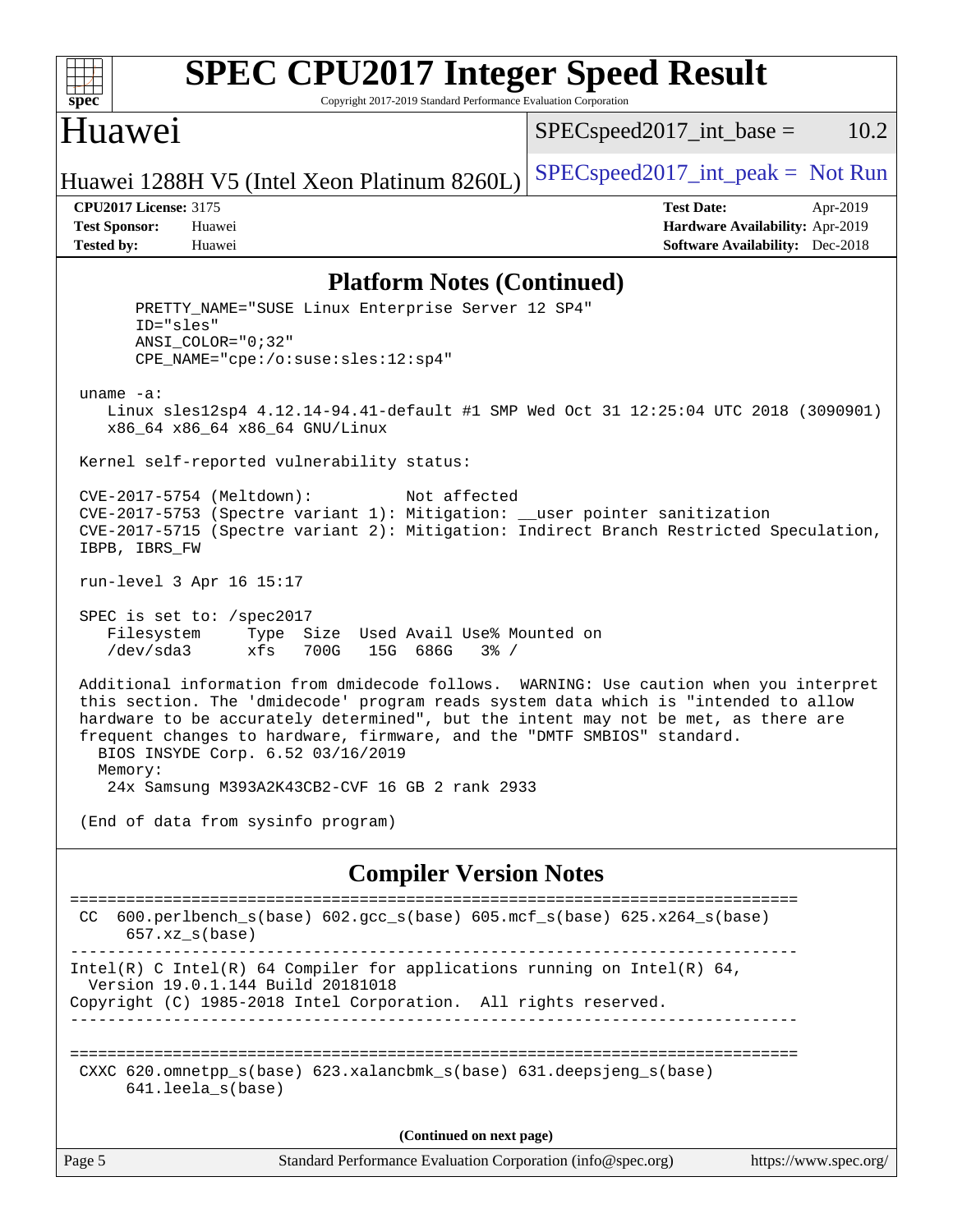## Platform Notes (Continued)

```
       PRETTY_NAME="SUSE Linux Enterprise Server 12 SP4"
       ID="sles"
       ANSI_COLOR="0;32"
       CPE_NAME="cpe:/o:suse:sles:12:sp4"

 uname -a:
    Linux sles12sp4 4.12.14-94.41-default #1 SMP Wed Oct 31 12:25:04 UTC 2018 (3090901)
    x86_64 x86_64 x86_64 GNU/Linux

 Kernel self-reported vulnerability status:

 CVE-2017-5754 (Meltdown):          Not affected
 CVE-2017-5753 (Spectre variant 1): Mitigation: __user pointer sanitization
 CVE-2017-5715 (Spectre variant 2): Mitigation: Indirect Branch Restricted Speculation,
 IBPB, IBRS_FW

 run-level 3 Apr 16 15:17

 SPEC is set to: /spec2017
    Filesystem     Type  Size  Used Avail Use% Mounted on
    /dev/sda3      xfs   700G   15G  686G   3% /

 Additional information from dmidecode follows.  WARNING: Use caution when you interpret
 this section. The 'dmidecode' program reads system data which is "intended to allow
 hardware to be accurately determined", but the intent may not be met, as there are
 frequent changes to hardware, firmware, and the "DMTF SMBIOS" standard.
   BIOS INSYDE Corp. 6.52 03/16/2019
   Memory:
    24x Samsung M393A2K43CB2-CVF 16 GB 2 rank 2933

 (End of data from sysinfo program)
```

## Compiler Version Notes

```
==============================================================================
 CC  600.perlbench_s(base) 602.gcc_s(base) 605.mcf_s(base) 625.x264_s(base)
      657.xz_s(base)
------------------------------------------------------------------------------
Intel(R) C Intel(R) 64 Compiler for applications running on Intel(R) 64,
  Version 19.0.1.144 Build 20181018
Copyright (C) 1985-2018 Intel Corporation.  All rights reserved.
------------------------------------------------------------------------------

==============================================================================
 CXXC 620.omnetpp_s(base) 623.xalancbmk_s(base) 631.deepsjeng_s(base)
      641.leela_s(base)
```

(Continued on next page)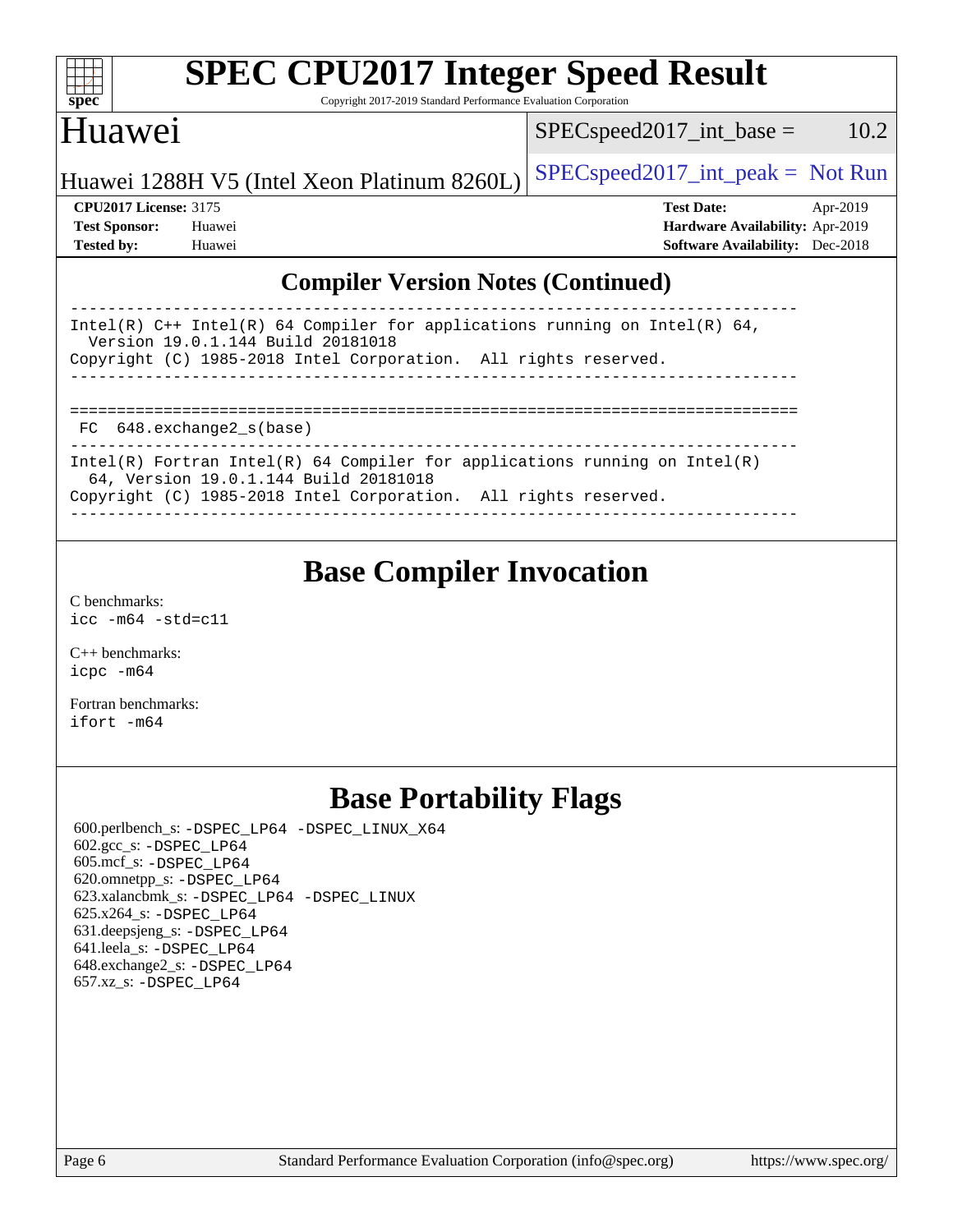## Compiler Version Notes (Continued)

```
------------------------------------------------------------------------------
Intel(R) C++ Intel(R) 64 Compiler for applications running on Intel(R) 64,
  Version 19.0.1.144 Build 20181018
Copyright (C) 1985-2018 Intel Corporation.  All rights reserved.
------------------------------------------------------------------------------

==============================================================================
 FC  648.exchange2_s(base)
------------------------------------------------------------------------------
Intel(R) Fortran Intel(R) 64 Compiler for applications running on Intel(R)
  64, Version 19.0.1.144 Build 20181018
Copyright (C) 1985-2018 Intel Corporation.  All rights reserved.
------------------------------------------------------------------------------
```

# Base Compiler Invocation

C benchmarks:
`icc -m64 -std=c11`

C++ benchmarks:
`icpc -m64`

Fortran benchmarks:
`ifort -m64`

# Base Portability Flags

600.perlbench_s: `-DSPEC_LP64 -DSPEC_LINUX_X64`
602.gcc_s: `-DSPEC_LP64`
605.mcf_s: `-DSPEC_LP64`
620.omnetpp_s: `-DSPEC_LP64`
623.xalancbmk_s: `-DSPEC_LP64 -DSPEC_LINUX`
625.x264_s: `-DSPEC_LP64`
631.deepsjeng_s: `-DSPEC_LP64`
641.leela_s: `-DSPEC_LP64`
648.exchange2_s: `-DSPEC_LP64`
657.xz_s: `-DSPEC_LP64`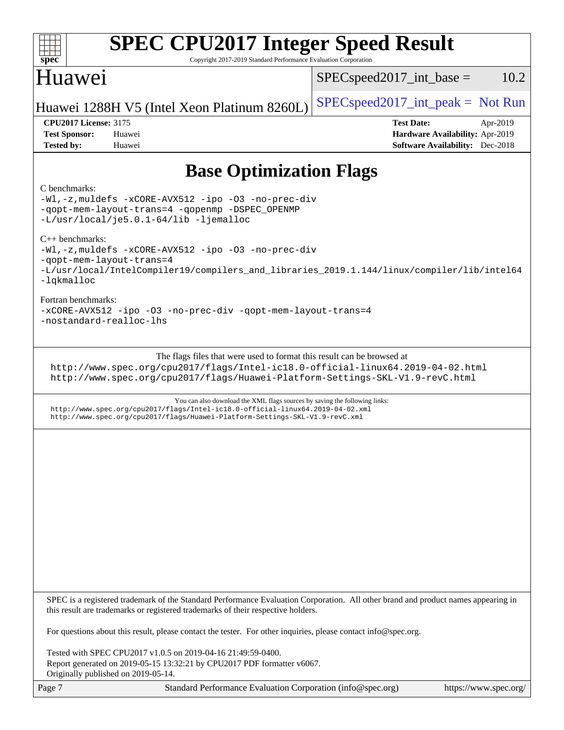# SPEC CPU2017 Integer Speed Result

Copyright 2017-2019 Standard Performance Evaluation Corporation

# Huawei

Huawei 1288H V5 (Intel Xeon Platinum 8260L)

SPECspeed2017_int_base = 10.2

SPECspeed2017_int_peak = Not Run

**CPU2017 License:** 3175
**Test Sponsor:** Huawei
**Tested by:** Huawei

**Test Date:** Apr-2019
**Hardware Availability:** Apr-2019
**Software Availability:** Dec-2018

## Base Optimization Flags

C benchmarks:

```
-Wl,-z,muldefs -xCORE-AVX512 -ipo -O3 -no-prec-div
-qopt-mem-layout-trans=4 -qopenmp -DSPEC_OPENMP
-L/usr/local/je5.0.1-64/lib -ljemalloc
```

C++ benchmarks:

```
-Wl,-z,muldefs -xCORE-AVX512 -ipo -O3 -no-prec-div
-qopt-mem-layout-trans=4
-L/usr/local/IntelCompiler19/compilers_and_libraries_2019.1.144/linux/compiler/lib/intel64
-lqkmalloc
```

Fortran benchmarks:

```
-xCORE-AVX512 -ipo -O3 -no-prec-div -qopt-mem-layout-trans=4
-nostandard-realloc-lhs
```

The flags files that were used to format this result can be browsed at

http://www.spec.org/cpu2017/flags/Intel-ic18.0-official-linux64.2019-04-02.html
http://www.spec.org/cpu2017/flags/Huawei-Platform-Settings-SKL-V1.9-revC.html

You can also download the XML flags sources by saving the following links:

http://www.spec.org/cpu2017/flags/Intel-ic18.0-official-linux64.2019-04-02.xml
http://www.spec.org/cpu2017/flags/Huawei-Platform-Settings-SKL-V1.9-revC.xml

SPEC is a registered trademark of the Standard Performance Evaluation Corporation. All other brand and product names appearing in this result are trademarks or registered trademarks of their respective holders.

For questions about this result, please contact the tester. For other inquiries, please contact info@spec.org.

Tested with SPEC CPU2017 v1.0.5 on 2019-04-16 21:49:59-0400.
Report generated on 2019-05-15 13:32:21 by CPU2017 PDF formatter v6067.
Originally published on 2019-05-14.